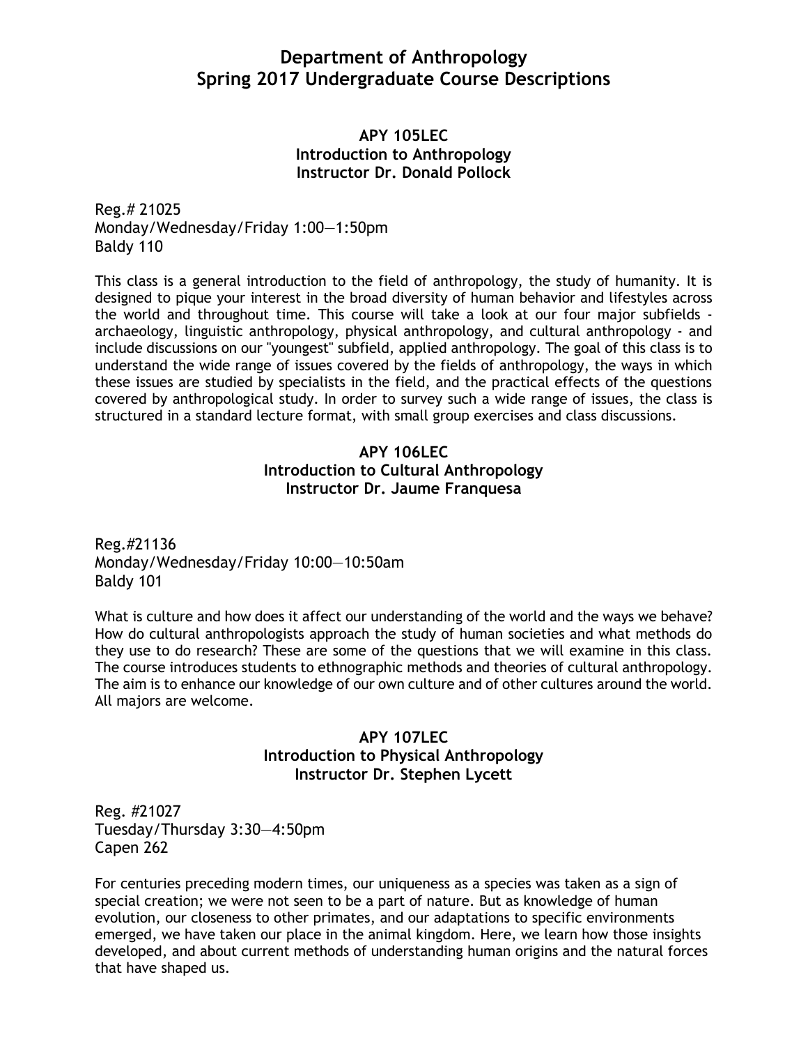# Department of Anthropology
# Spring 2017 Undergraduate Course Descriptions

### APY 105LEC
### Introduction to Anthropology
### Instructor Dr. Donald Pollock

Reg.# 21025
Monday/Wednesday/Friday 1:00—1:50pm
Baldy 110

This class is a general introduction to the field of anthropology, the study of humanity. It is designed to pique your interest in the broad diversity of human behavior and lifestyles across the world and throughout time. This course will take a look at our four major subfields - archaeology, linguistic anthropology, physical anthropology, and cultural anthropology - and include discussions on our "youngest" subfield, applied anthropology. The goal of this class is to understand the wide range of issues covered by the fields of anthropology, the ways in which these issues are studied by specialists in the field, and the practical effects of the questions covered by anthropological study. In order to survey such a wide range of issues, the class is structured in a standard lecture format, with small group exercises and class discussions.

### APY 106LEC
### Introduction to Cultural Anthropology
### Instructor Dr. Jaume Franquesa

Reg.#21136
Monday/Wednesday/Friday 10:00—10:50am
Baldy 101

What is culture and how does it affect our understanding of the world and the ways we behave? How do cultural anthropologists approach the study of human societies and what methods do they use to do research? These are some of the questions that we will examine in this class. The course introduces students to ethnographic methods and theories of cultural anthropology. The aim is to enhance our knowledge of our own culture and of other cultures around the world. All majors are welcome.

### APY 107LEC
### Introduction to Physical Anthropology
### Instructor Dr. Stephen Lycett

Reg. #21027
Tuesday/Thursday 3:30—4:50pm
Capen 262

For centuries preceding modern times, our uniqueness as a species was taken as a sign of special creation; we were not seen to be a part of nature. But as knowledge of human evolution, our closeness to other primates, and our adaptations to specific environments emerged, we have taken our place in the animal kingdom. Here, we learn how those insights developed, and about current methods of understanding human origins and the natural forces that have shaped us.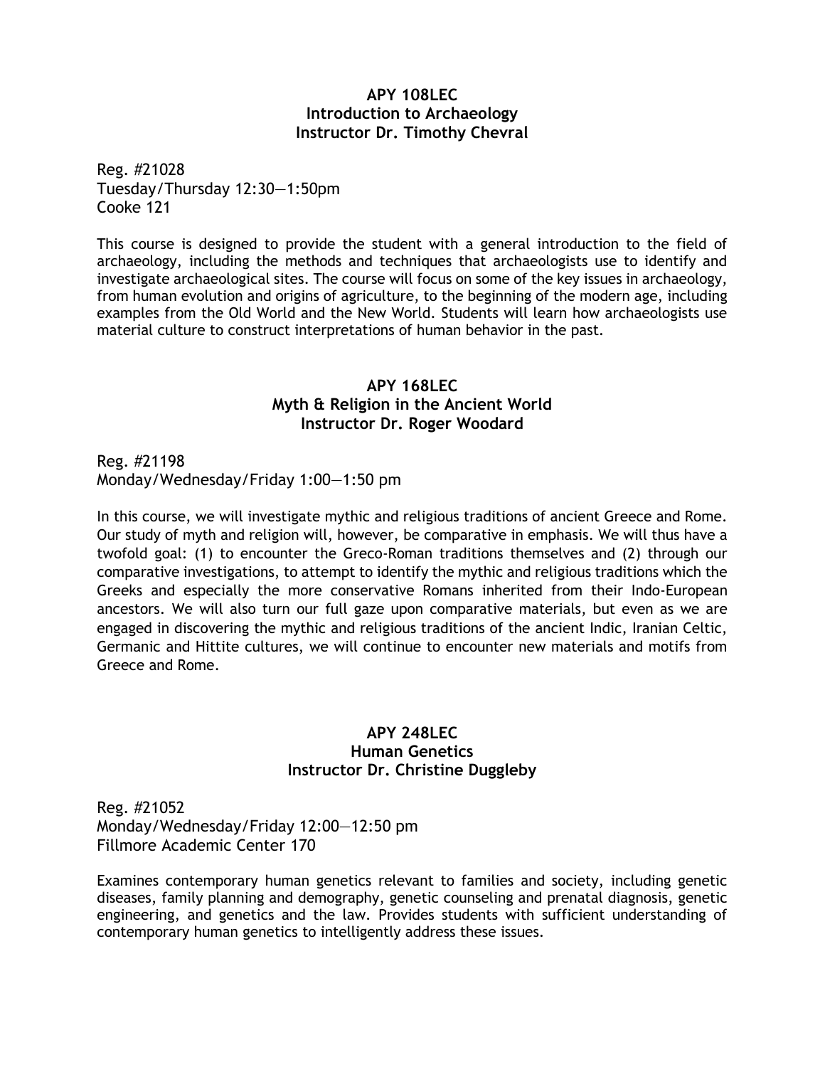## APY 108LEC
## Introduction to Archaeology
## Instructor Dr. Timothy Chevral

Reg. #21028
Tuesday/Thursday 12:30—1:50pm
Cooke 121

This course is designed to provide the student with a general introduction to the field of archaeology, including the methods and techniques that archaeologists use to identify and investigate archaeological sites. The course will focus on some of the key issues in archaeology, from human evolution and origins of agriculture, to the beginning of the modern age, including examples from the Old World and the New World. Students will learn how archaeologists use material culture to construct interpretations of human behavior in the past.

## APY 168LEC
## Myth & Religion in the Ancient World
## Instructor Dr. Roger Woodard

Reg. #21198
Monday/Wednesday/Friday 1:00—1:50 pm

In this course, we will investigate mythic and religious traditions of ancient Greece and Rome. Our study of myth and religion will, however, be comparative in emphasis. We will thus have a twofold goal: (1) to encounter the Greco-Roman traditions themselves and (2) through our comparative investigations, to attempt to identify the mythic and religious traditions which the Greeks and especially the more conservative Romans inherited from their Indo-European ancestors. We will also turn our full gaze upon comparative materials, but even as we are engaged in discovering the mythic and religious traditions of the ancient Indic, Iranian Celtic, Germanic and Hittite cultures, we will continue to encounter new materials and motifs from Greece and Rome.

## APY 248LEC
## Human Genetics
## Instructor Dr. Christine Duggleby

Reg. #21052
Monday/Wednesday/Friday 12:00—12:50 pm
Fillmore Academic Center 170

Examines contemporary human genetics relevant to families and society, including genetic diseases, family planning and demography, genetic counseling and prenatal diagnosis, genetic engineering, and genetics and the law. Provides students with sufficient understanding of contemporary human genetics to intelligently address these issues.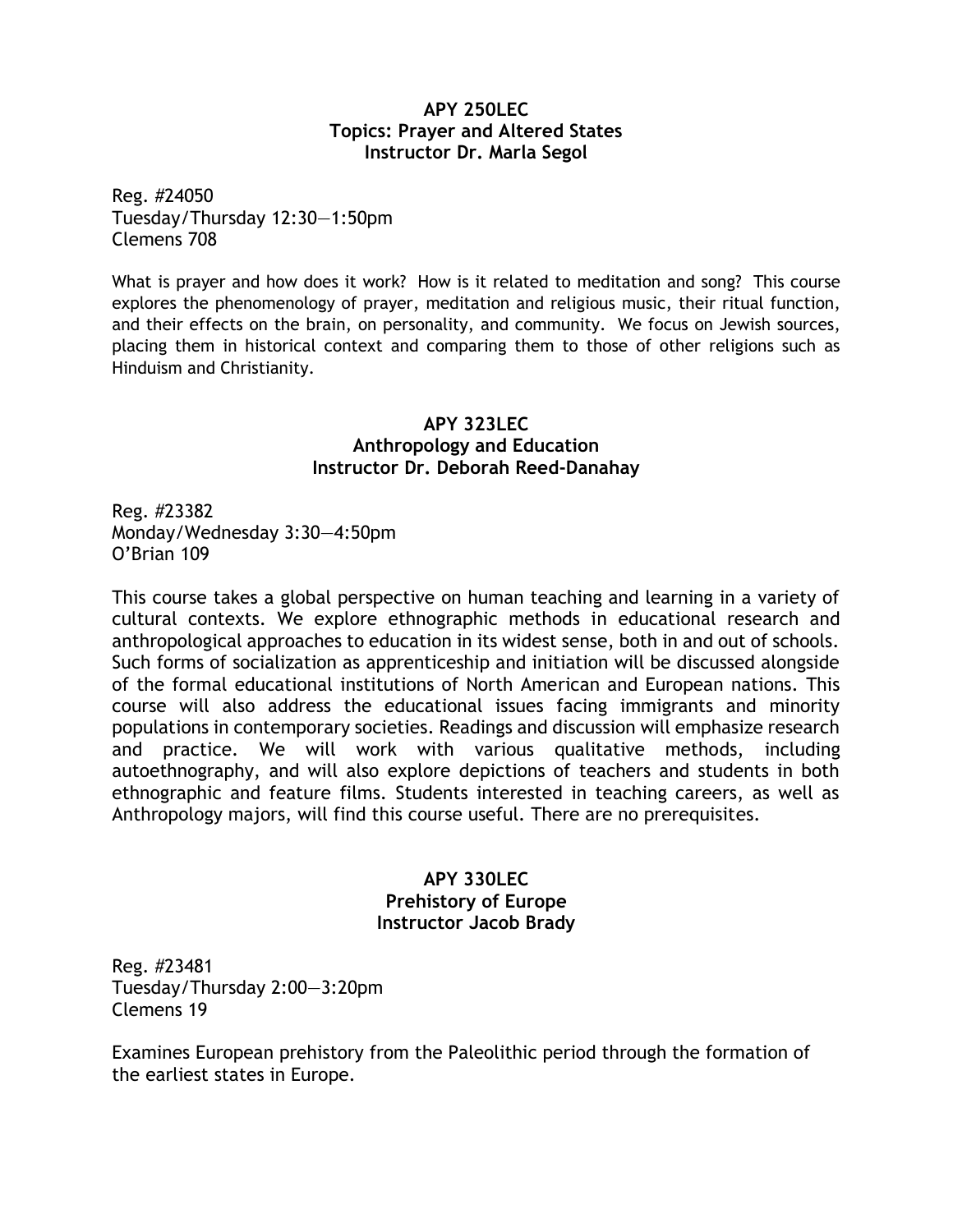**APY 250LEC**
**Topics: Prayer and Altered States**
**Instructor Dr. Marla Segol**

Reg. #24050
Tuesday/Thursday 12:30—1:50pm
Clemens 708

What is prayer and how does it work? How is it related to meditation and song? This course explores the phenomenology of prayer, meditation and religious music, their ritual function, and their effects on the brain, on personality, and community. We focus on Jewish sources, placing them in historical context and comparing them to those of other religions such as Hinduism and Christianity.

**APY 323LEC**
**Anthropology and Education**
**Instructor Dr. Deborah Reed-Danahay**

Reg. #23382
Monday/Wednesday 3:30—4:50pm
O'Brian 109

This course takes a global perspective on human teaching and learning in a variety of cultural contexts. We explore ethnographic methods in educational research and anthropological approaches to education in its widest sense, both in and out of schools. Such forms of socialization as apprenticeship and initiation will be discussed alongside of the formal educational institutions of North American and European nations. This course will also address the educational issues facing immigrants and minority populations in contemporary societies. Readings and discussion will emphasize research and practice. We will work with various qualitative methods, including autoethnography, and will also explore depictions of teachers and students in both ethnographic and feature films. Students interested in teaching careers, as well as Anthropology majors, will find this course useful. There are no prerequisites.

**APY 330LEC**
**Prehistory of Europe**
**Instructor Jacob Brady**

Reg. #23481
Tuesday/Thursday 2:00—3:20pm
Clemens 19

Examines European prehistory from the Paleolithic period through the formation of the earliest states in Europe.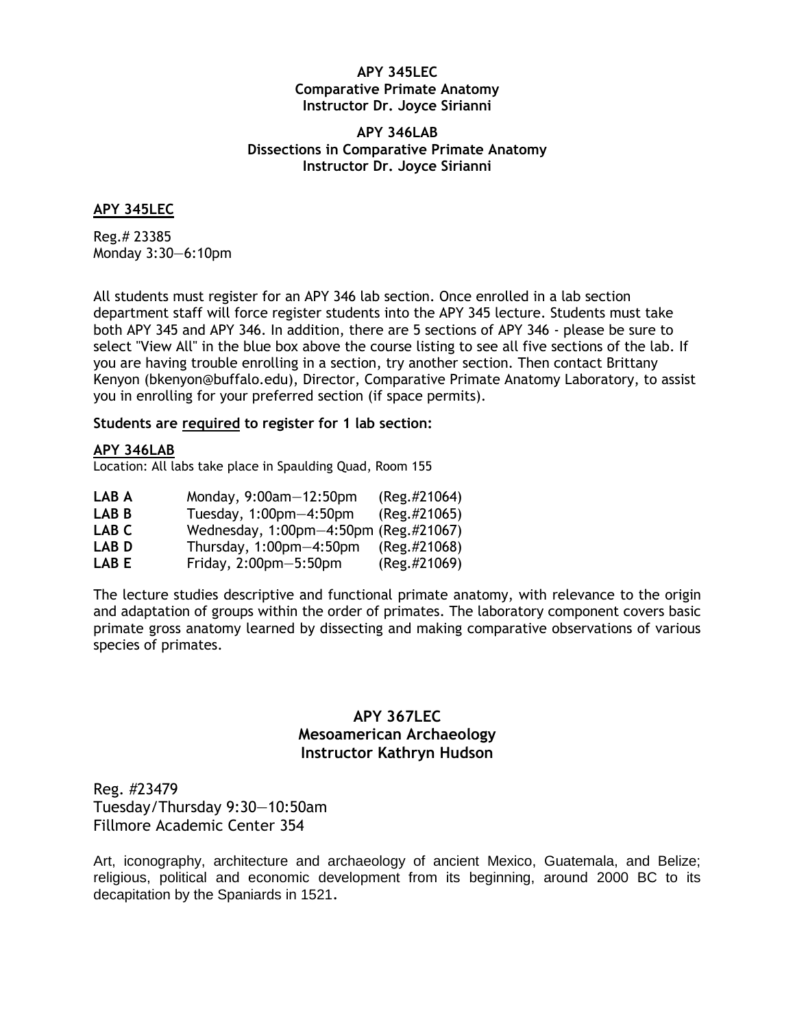**APY 345LEC**
**Comparative Primate Anatomy**
**Instructor Dr. Joyce Sirianni**

**APY 346LAB**
**Dissections in Comparative Primate Anatomy**
**Instructor Dr. Joyce Sirianni**

## APY 345LEC

Reg.# 23385
Monday 3:30—6:10pm

All students must register for an APY 346 lab section. Once enrolled in a lab section department staff will force register students into the APY 345 lecture. Students must take both APY 345 and APY 346. In addition, there are 5 sections of APY 346 - please be sure to select "View All" in the blue box above the course listing to see all five sections of the lab. If you are having trouble enrolling in a section, try another section. Then contact Brittany Kenyon (bkenyon@buffalo.edu), Director, Comparative Primate Anatomy Laboratory, to assist you in enrolling for your preferred section (if space permits).

**Students are required to register for 1 lab section:**

## APY 346LAB

Location: All labs take place in Spaulding Quad, Room 155

| | | |
|---|---|---|
| **LAB A** | Monday, 9:00am—12:50pm | (Reg.#21064) |
| **LAB B** | Tuesday, 1:00pm—4:50pm | (Reg.#21065) |
| **LAB C** | Wednesday, 1:00pm—4:50pm | (Reg.#21067) |
| **LAB D** | Thursday, 1:00pm—4:50pm | (Reg.#21068) |
| **LAB E** | Friday, 2:00pm—5:50pm | (Reg.#21069) |

The lecture studies descriptive and functional primate anatomy, with relevance to the origin and adaptation of groups within the order of primates. The laboratory component covers basic primate gross anatomy learned by dissecting and making comparative observations of various species of primates.

**APY 367LEC**
**Mesoamerican Archaeology**
**Instructor Kathryn Hudson**

Reg. #23479
Tuesday/Thursday 9:30—10:50am
Fillmore Academic Center 354

Art, iconography, architecture and archaeology of ancient Mexico, Guatemala, and Belize; religious, political and economic development from its beginning, around 2000 BC to its decapitation by the Spaniards in 1521.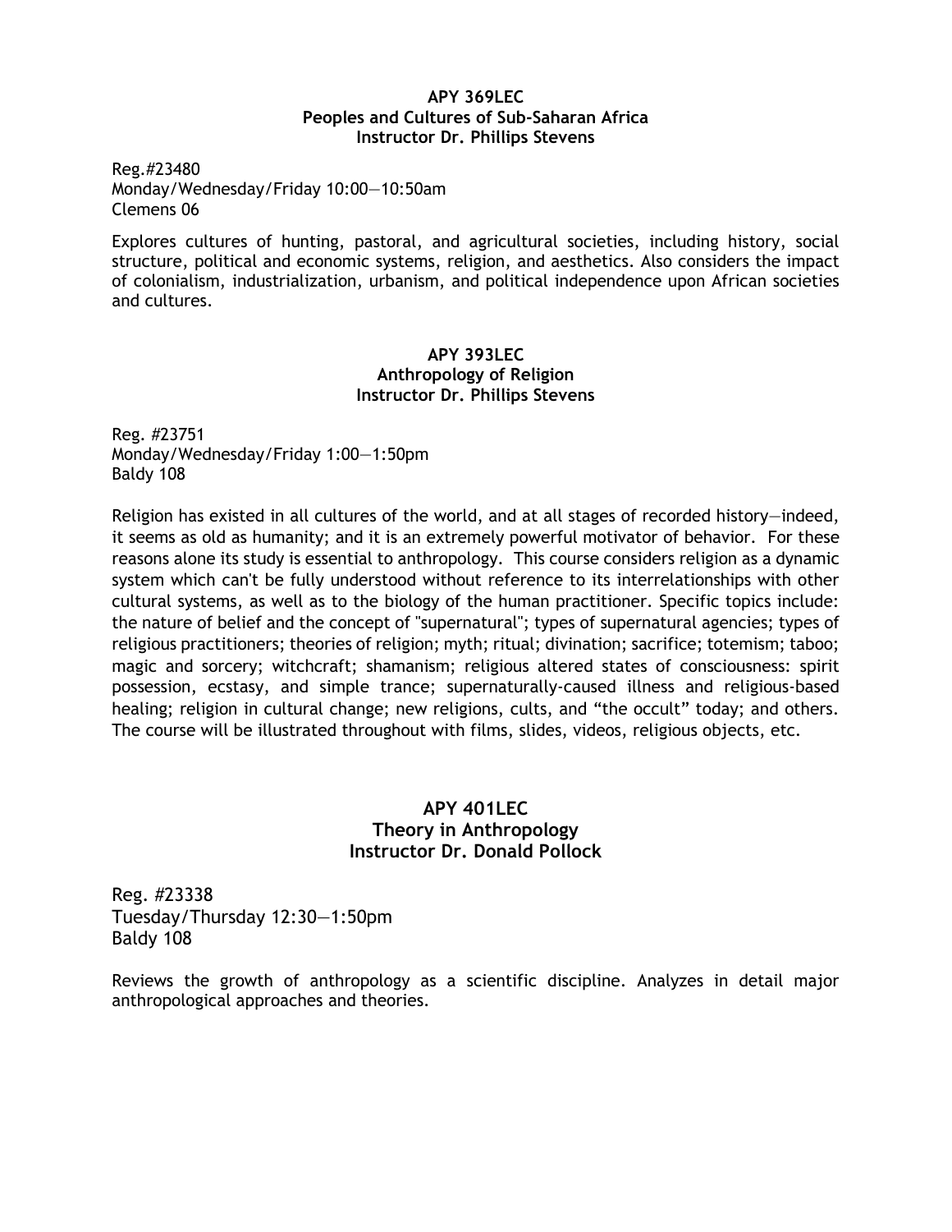**APY 369LEC**
**Peoples and Cultures of Sub-Saharan Africa**
**Instructor Dr. Phillips Stevens**

Reg.#23480
Monday/Wednesday/Friday 10:00—10:50am
Clemens 06

Explores cultures of hunting, pastoral, and agricultural societies, including history, social structure, political and economic systems, religion, and aesthetics. Also considers the impact of colonialism, industrialization, urbanism, and political independence upon African societies and cultures.

**APY 393LEC**
**Anthropology of Religion**
**Instructor Dr. Phillips Stevens**

Reg. #23751
Monday/Wednesday/Friday 1:00—1:50pm
Baldy 108

Religion has existed in all cultures of the world, and at all stages of recorded history—indeed, it seems as old as humanity; and it is an extremely powerful motivator of behavior. For these reasons alone its study is essential to anthropology. This course considers religion as a dynamic system which can't be fully understood without reference to its interrelationships with other cultural systems, as well as to the biology of the human practitioner. Specific topics include: the nature of belief and the concept of "supernatural"; types of supernatural agencies; types of religious practitioners; theories of religion; myth; ritual; divination; sacrifice; totemism; taboo; magic and sorcery; witchcraft; shamanism; religious altered states of consciousness: spirit possession, ecstasy, and simple trance; supernaturally-caused illness and religious-based healing; religion in cultural change; new religions, cults, and "the occult" today; and others. The course will be illustrated throughout with films, slides, videos, religious objects, etc.

**APY 401LEC**
**Theory in Anthropology**
**Instructor Dr. Donald Pollock**

Reg. #23338
Tuesday/Thursday 12:30—1:50pm
Baldy 108

Reviews the growth of anthropology as a scientific discipline. Analyzes in detail major anthropological approaches and theories.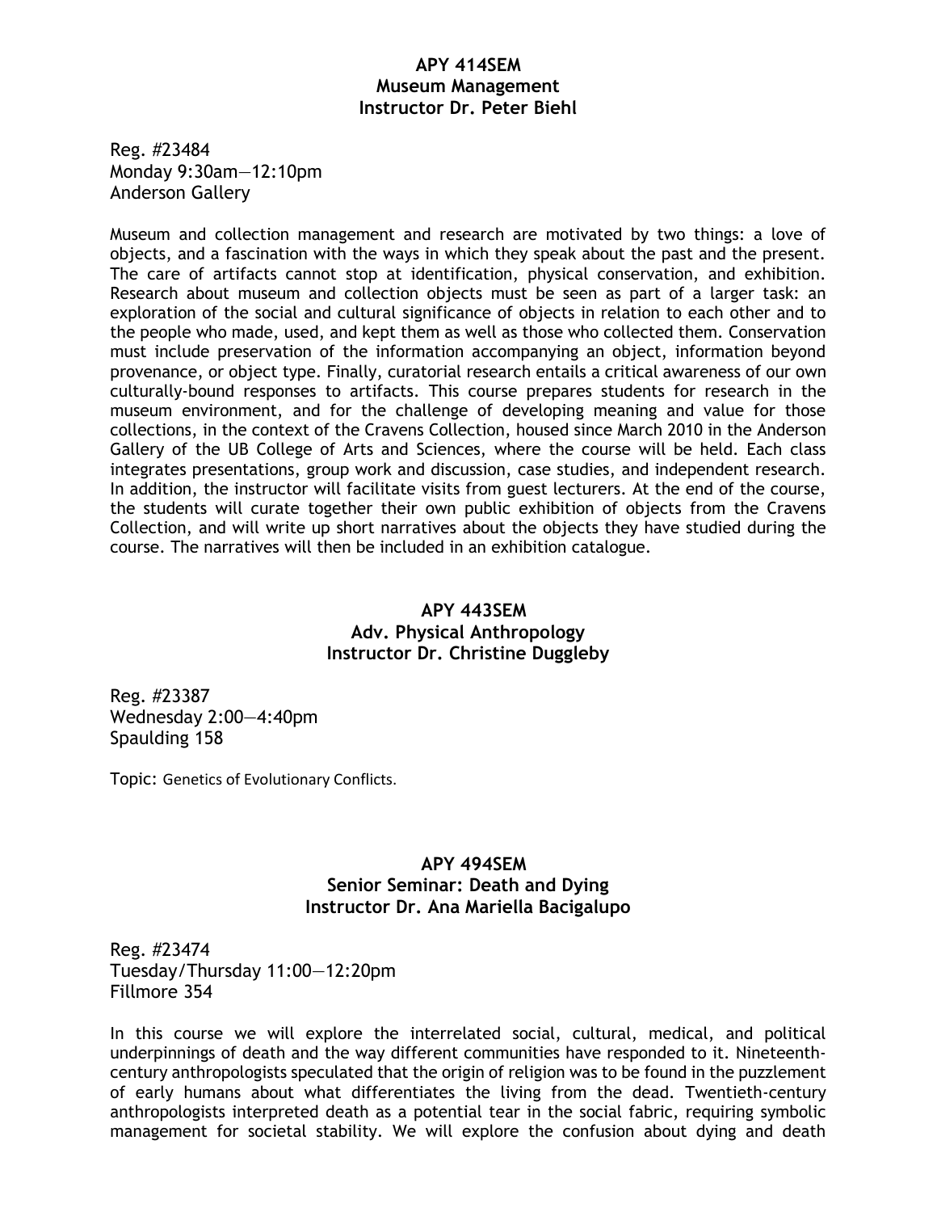## APY 414SEM
## Museum Management
## Instructor Dr. Peter Biehl

Reg. #23484
Monday 9:30am—12:10pm
Anderson Gallery

Museum and collection management and research are motivated by two things: a love of objects, and a fascination with the ways in which they speak about the past and the present. The care of artifacts cannot stop at identification, physical conservation, and exhibition. Research about museum and collection objects must be seen as part of a larger task: an exploration of the social and cultural significance of objects in relation to each other and to the people who made, used, and kept them as well as those who collected them. Conservation must include preservation of the information accompanying an object, information beyond provenance, or object type. Finally, curatorial research entails a critical awareness of our own culturally-bound responses to artifacts. This course prepares students for research in the museum environment, and for the challenge of developing meaning and value for those collections, in the context of the Cravens Collection, housed since March 2010 in the Anderson Gallery of the UB College of Arts and Sciences, where the course will be held. Each class integrates presentations, group work and discussion, case studies, and independent research. In addition, the instructor will facilitate visits from guest lecturers. At the end of the course, the students will curate together their own public exhibition of objects from the Cravens Collection, and will write up short narratives about the objects they have studied during the course. The narratives will then be included in an exhibition catalogue.

## APY 443SEM
## Adv. Physical Anthropology
## Instructor Dr. Christine Duggleby

Reg. #23387
Wednesday 2:00—4:40pm
Spaulding 158

Topic: Genetics of Evolutionary Conflicts.

## APY 494SEM
## Senior Seminar: Death and Dying
## Instructor Dr. Ana Mariella Bacigalupo

Reg. #23474
Tuesday/Thursday 11:00—12:20pm
Fillmore 354

In this course we will explore the interrelated social, cultural, medical, and political underpinnings of death and the way different communities have responded to it. Nineteenth-century anthropologists speculated that the origin of religion was to be found in the puzzlement of early humans about what differentiates the living from the dead. Twentieth-century anthropologists interpreted death as a potential tear in the social fabric, requiring symbolic management for societal stability. We will explore the confusion about dying and death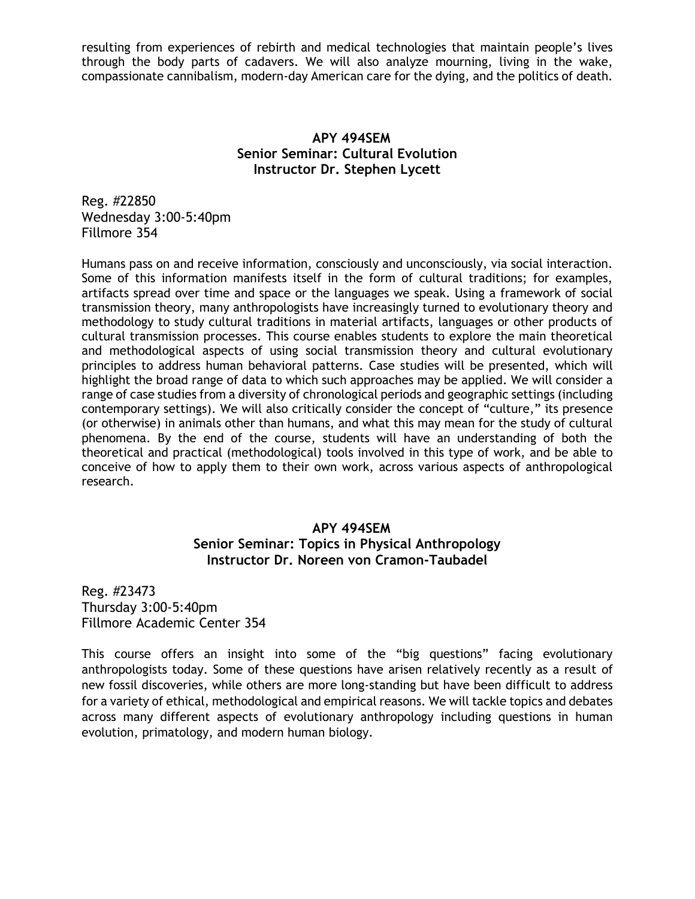resulting from experiences of rebirth and medical technologies that maintain people's lives through the body parts of cadavers. We will also analyze mourning, living in the wake, compassionate cannibalism, modern-day American care for the dying, and the politics of death.

## APY 494SEM
## Senior Seminar: Cultural Evolution
## Instructor Dr. Stephen Lycett

Reg. #22850
Wednesday 3:00-5:40pm
Fillmore 354

Humans pass on and receive information, consciously and unconsciously, via social interaction. Some of this information manifests itself in the form of cultural traditions; for examples, artifacts spread over time and space or the languages we speak. Using a framework of social transmission theory, many anthropologists have increasingly turned to evolutionary theory and methodology to study cultural traditions in material artifacts, languages or other products of cultural transmission processes. This course enables students to explore the main theoretical and methodological aspects of using social transmission theory and cultural evolutionary principles to address human behavioral patterns. Case studies will be presented, which will highlight the broad range of data to which such approaches may be applied. We will consider a range of case studies from a diversity of chronological periods and geographic settings (including contemporary settings). We will also critically consider the concept of "culture," its presence (or otherwise) in animals other than humans, and what this may mean for the study of cultural phenomena. By the end of the course, students will have an understanding of both the theoretical and practical (methodological) tools involved in this type of work, and be able to conceive of how to apply them to their own work, across various aspects of anthropological research.

## APY 494SEM
## Senior Seminar: Topics in Physical Anthropology
## Instructor Dr. Noreen von Cramon-Taubadel

Reg. #23473
Thursday 3:00-5:40pm
Fillmore Academic Center 354

This course offers an insight into some of the "big questions" facing evolutionary anthropologists today. Some of these questions have arisen relatively recently as a result of new fossil discoveries, while others are more long-standing but have been difficult to address for a variety of ethical, methodological and empirical reasons. We will tackle topics and debates across many different aspects of evolutionary anthropology including questions in human evolution, primatology, and modern human biology.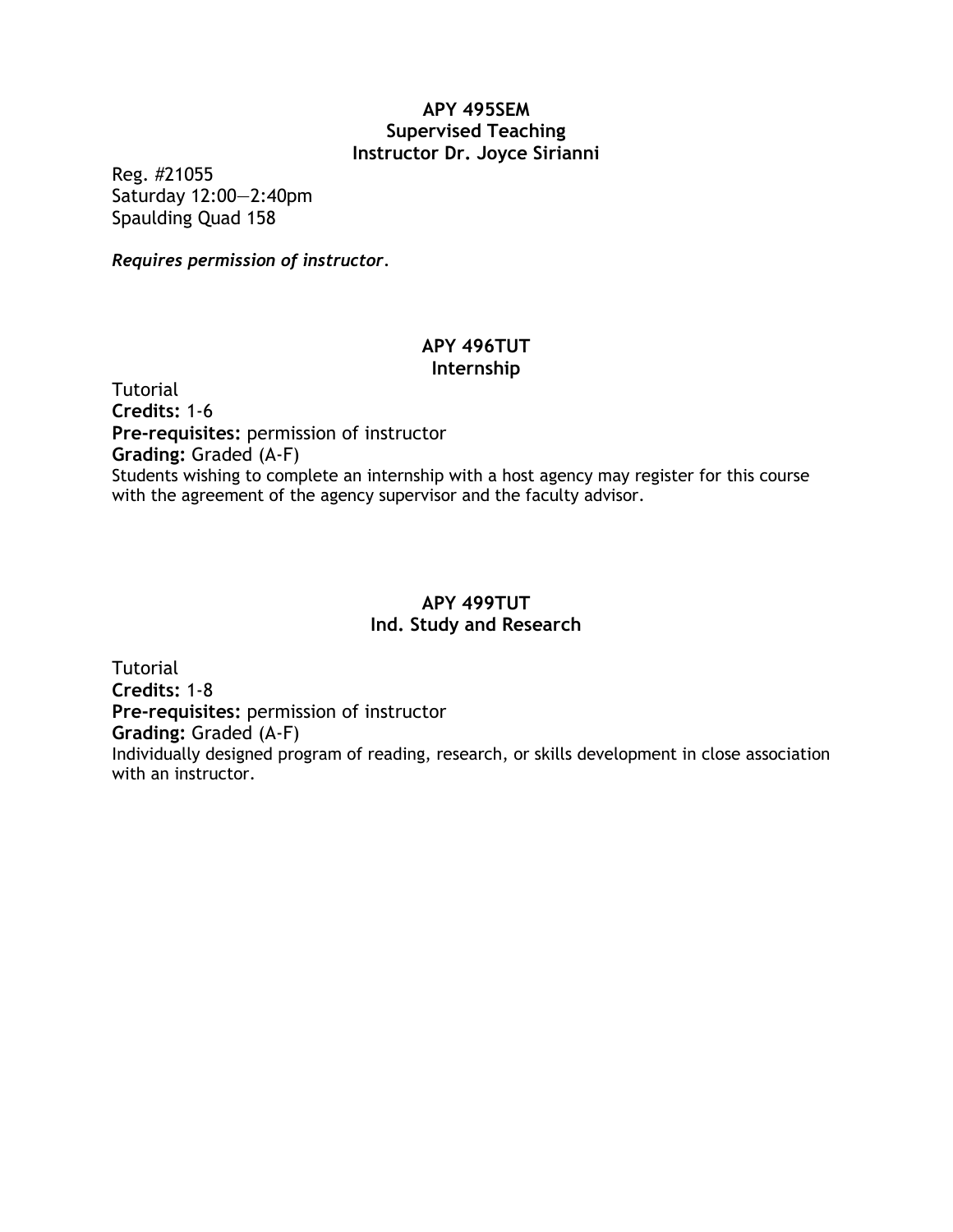### APY 495SEM
### Supervised Teaching
### Instructor Dr. Joyce Sirianni

Reg. #21055
Saturday 12:00—2:40pm
Spaulding Quad 158

***Requires permission of instructor***.

### APY 496TUT
### Internship

Tutorial
**Credits:** 1-6
**Pre-requisites:** permission of instructor
**Grading:** Graded (A-F)
Students wishing to complete an internship with a host agency may register for this course with the agreement of the agency supervisor and the faculty advisor.

### APY 499TUT
### Ind. Study and Research

Tutorial
**Credits:** 1-8
**Pre-requisites:** permission of instructor
**Grading:** Graded (A-F)
Individually designed program of reading, research, or skills development in close association with an instructor.